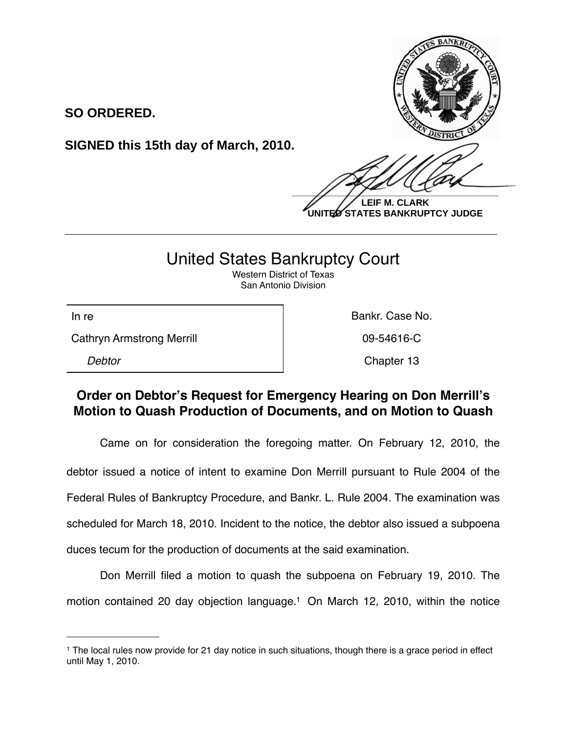**SO ORDERED.**

**SIGNED this 15th day of March, 2010.**

**LEIF M. CLARK**
**UNITED STATES BANKRUPTCY JUDGE**

---

# United States Bankruptcy Court

Western District of Texas
San Antonio Division

| | |
|---|---|
| In re | Bankr. Case No. |
| Cathryn Armstrong Merrill | 09-54616-C |
| *Debtor* | Chapter 13 |

## Order on Debtor's Request for Emergency Hearing on Don Merrill's Motion to Quash Production of Documents, and on Motion to Quash

Came on for consideration the foregoing matter. On February 12, 2010, the debtor issued a notice of intent to examine Don Merrill pursuant to Rule 2004 of the Federal Rules of Bankruptcy Procedure, and Bankr. L. Rule 2004. The examination was scheduled for March 18, 2010. Incident to the notice, the debtor also issued a subpoena duces tecum for the production of documents at the said examination.

Don Merrill filed a motion to quash the subpoena on February 19, 2010. The motion contained 20 day objection language.[1] On March 12, 2010, within the notice

[1] The local rules now provide for 21 day notice in such situations, though there is a grace period in effect until May 1, 2010.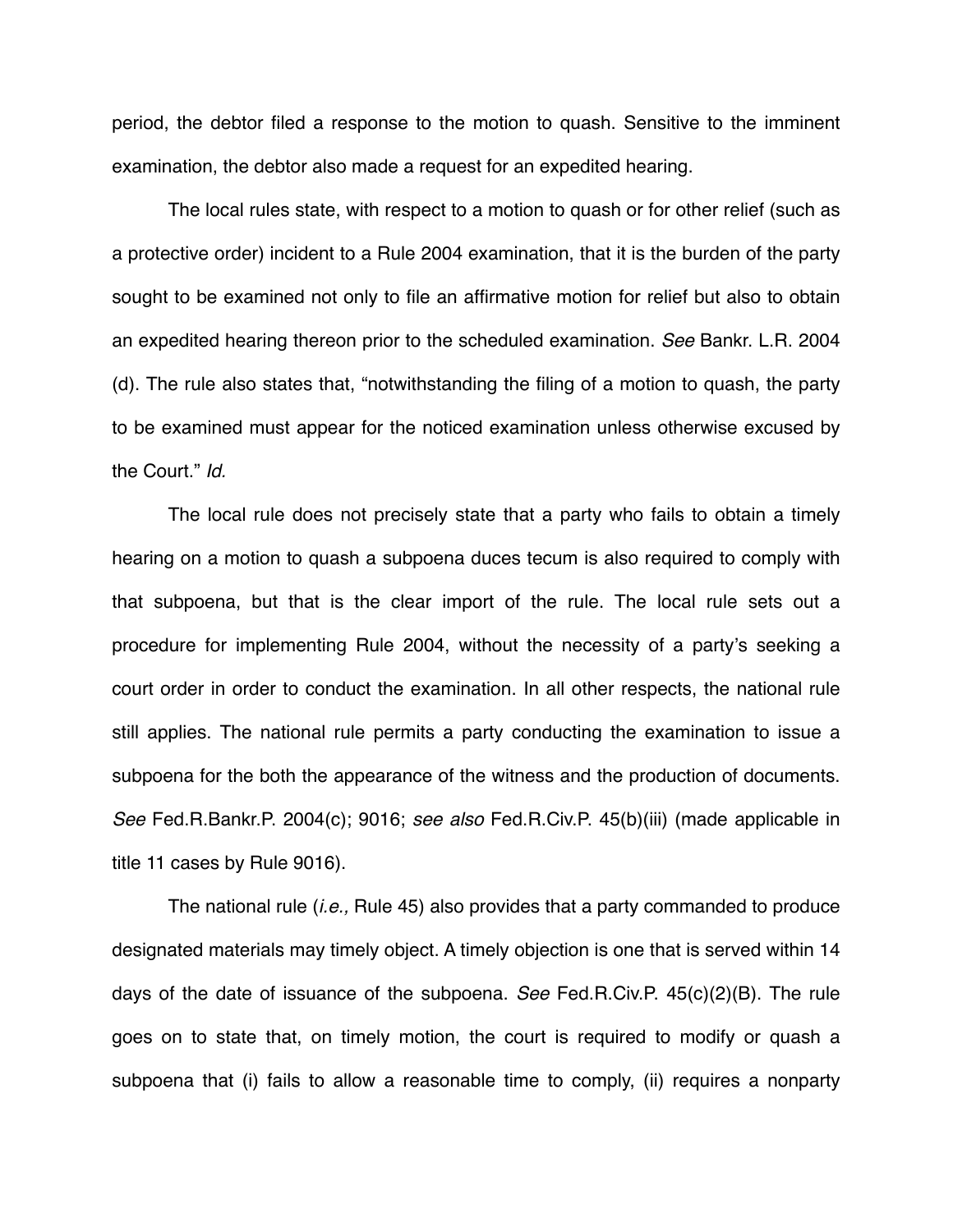period, the debtor filed a response to the motion to quash. Sensitive to the imminent examination, the debtor also made a request for an expedited hearing.

The local rules state, with respect to a motion to quash or for other relief (such as a protective order) incident to a Rule 2004 examination, that it is the burden of the party sought to be examined not only to file an affirmative motion for relief but also to obtain an expedited hearing thereon prior to the scheduled examination. *See* Bankr. L.R. 2004 (d). The rule also states that, "notwithstanding the filing of a motion to quash, the party to be examined must appear for the noticed examination unless otherwise excused by the Court." *Id.*

The local rule does not precisely state that a party who fails to obtain a timely hearing on a motion to quash a subpoena duces tecum is also required to comply with that subpoena, but that is the clear import of the rule. The local rule sets out a procedure for implementing Rule 2004, without the necessity of a party's seeking a court order in order to conduct the examination. In all other respects, the national rule still applies. The national rule permits a party conducting the examination to issue a subpoena for the both the appearance of the witness and the production of documents. *See* Fed.R.Bankr.P. 2004(c); 9016; *see also* Fed.R.Civ.P. 45(b)(iii) (made applicable in title 11 cases by Rule 9016).

The national rule (*i.e.,* Rule 45) also provides that a party commanded to produce designated materials may timely object. A timely objection is one that is served within 14 days of the date of issuance of the subpoena. *See* Fed.R.Civ.P. 45(c)(2)(B). The rule goes on to state that, on timely motion, the court is required to modify or quash a subpoena that (i) fails to allow a reasonable time to comply, (ii) requires a nonparty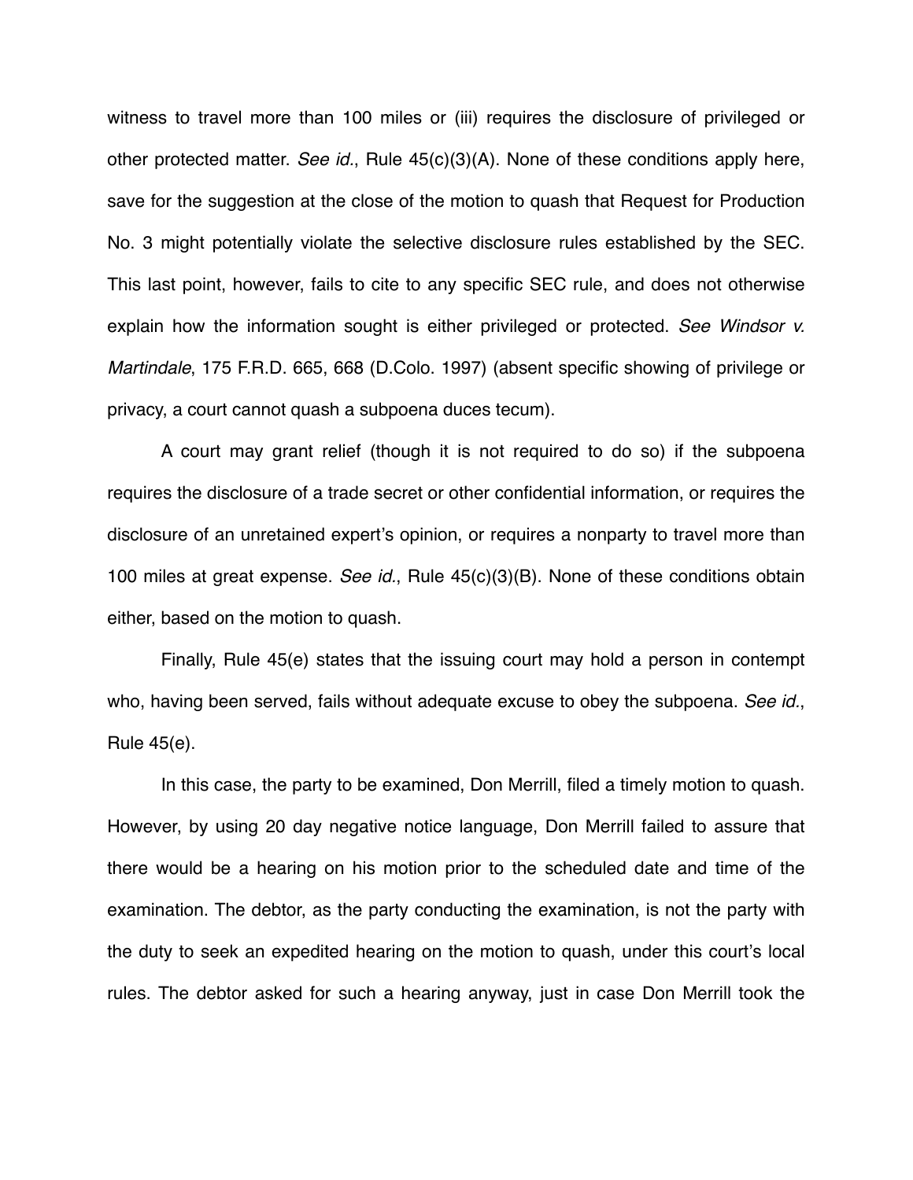witness to travel more than 100 miles or (iii) requires the disclosure of privileged or other protected matter. *See id.*, Rule 45(c)(3)(A). None of these conditions apply here, save for the suggestion at the close of the motion to quash that Request for Production No. 3 might potentially violate the selective disclosure rules established by the SEC. This last point, however, fails to cite to any specific SEC rule, and does not otherwise explain how the information sought is either privileged or protected. *See Windsor v. Martindale*, 175 F.R.D. 665, 668 (D.Colo. 1997) (absent specific showing of privilege or privacy, a court cannot quash a subpoena duces tecum).

A court may grant relief (though it is not required to do so) if the subpoena requires the disclosure of a trade secret or other confidential information, or requires the disclosure of an unretained expert's opinion, or requires a nonparty to travel more than 100 miles at great expense. *See id.*, Rule 45(c)(3)(B). None of these conditions obtain either, based on the motion to quash.

Finally, Rule 45(e) states that the issuing court may hold a person in contempt who, having been served, fails without adequate excuse to obey the subpoena. *See id.*, Rule 45(e).

In this case, the party to be examined, Don Merrill, filed a timely motion to quash. However, by using 20 day negative notice language, Don Merrill failed to assure that there would be a hearing on his motion prior to the scheduled date and time of the examination. The debtor, as the party conducting the examination, is not the party with the duty to seek an expedited hearing on the motion to quash, under this court's local rules. The debtor asked for such a hearing anyway, just in case Don Merrill took the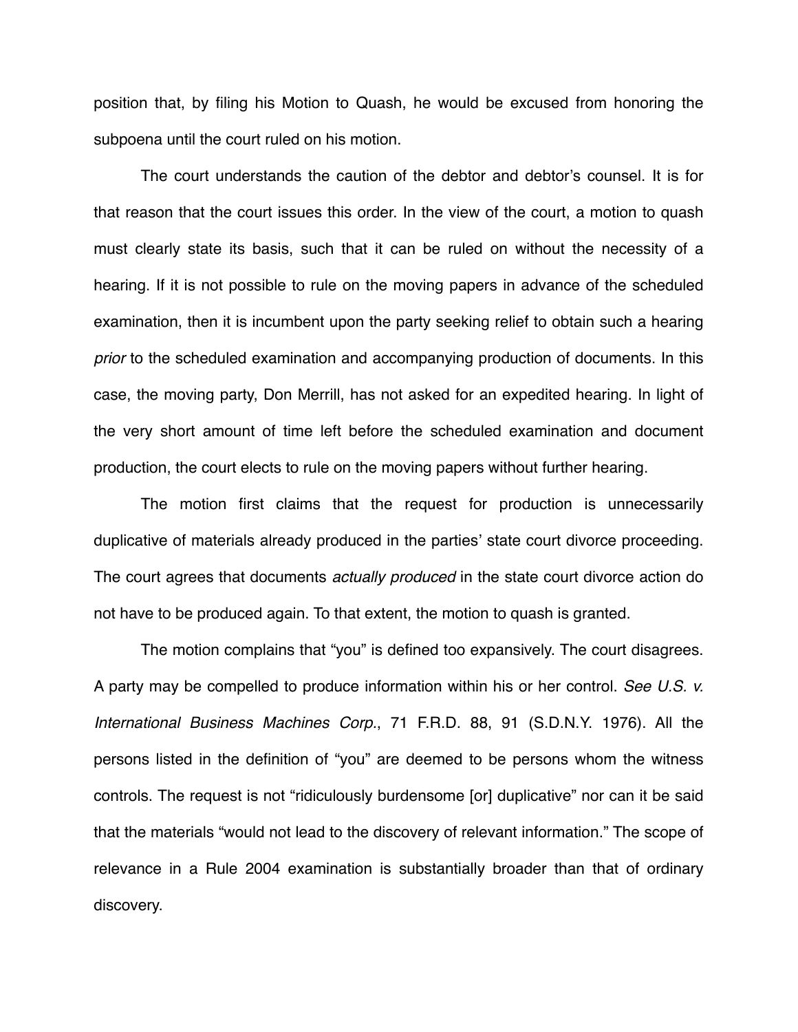position that, by filing his Motion to Quash, he would be excused from honoring the subpoena until the court ruled on his motion.

The court understands the caution of the debtor and debtor's counsel. It is for that reason that the court issues this order. In the view of the court, a motion to quash must clearly state its basis, such that it can be ruled on without the necessity of a hearing. If it is not possible to rule on the moving papers in advance of the scheduled examination, then it is incumbent upon the party seeking relief to obtain such a hearing *prior* to the scheduled examination and accompanying production of documents. In this case, the moving party, Don Merrill, has not asked for an expedited hearing. In light of the very short amount of time left before the scheduled examination and document production, the court elects to rule on the moving papers without further hearing.

The motion first claims that the request for production is unnecessarily duplicative of materials already produced in the parties' state court divorce proceeding. The court agrees that documents *actually produced* in the state court divorce action do not have to be produced again. To that extent, the motion to quash is granted.

The motion complains that "you" is defined too expansively. The court disagrees. A party may be compelled to produce information within his or her control. *See U.S. v. International Business Machines Corp.*, 71 F.R.D. 88, 91 (S.D.N.Y. 1976). All the persons listed in the definition of "you" are deemed to be persons whom the witness controls. The request is not "ridiculously burdensome [or] duplicative" nor can it be said that the materials "would not lead to the discovery of relevant information." The scope of relevance in a Rule 2004 examination is substantially broader than that of ordinary discovery.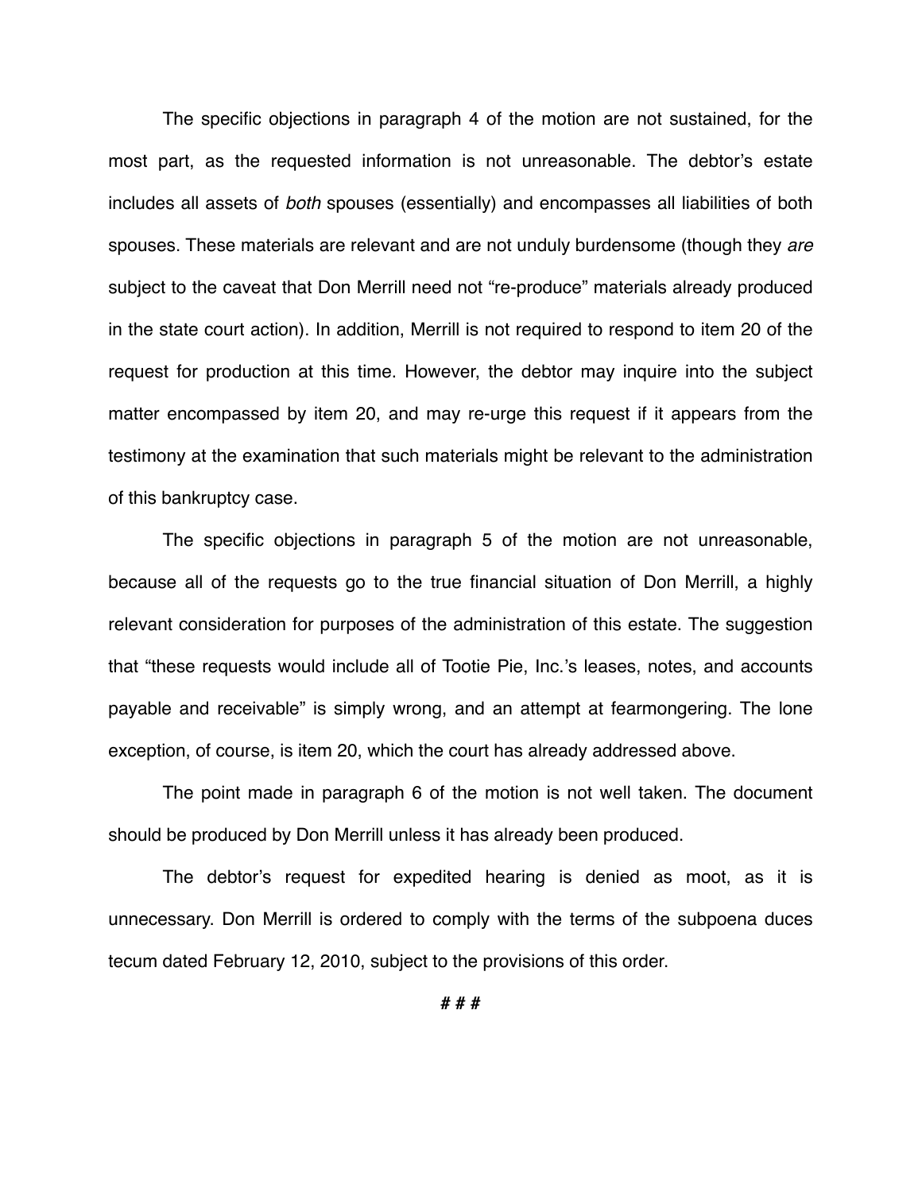The specific objections in paragraph 4 of the motion are not sustained, for the most part, as the requested information is not unreasonable. The debtor's estate includes all assets of *both* spouses (essentially) and encompasses all liabilities of both spouses. These materials are relevant and are not unduly burdensome (though they *are* subject to the caveat that Don Merrill need not "re-produce" materials already produced in the state court action). In addition, Merrill is not required to respond to item 20 of the request for production at this time. However, the debtor may inquire into the subject matter encompassed by item 20, and may re-urge this request if it appears from the testimony at the examination that such materials might be relevant to the administration of this bankruptcy case.

The specific objections in paragraph 5 of the motion are not unreasonable, because all of the requests go to the true financial situation of Don Merrill, a highly relevant consideration for purposes of the administration of this estate. The suggestion that "these requests would include all of Tootie Pie, Inc.'s leases, notes, and accounts payable and receivable" is simply wrong, and an attempt at fearmongering. The lone exception, of course, is item 20, which the court has already addressed above.

The point made in paragraph 6 of the motion is not well taken. The document should be produced by Don Merrill unless it has already been produced.

The debtor's request for expedited hearing is denied as moot, as it is unnecessary. Don Merrill is ordered to comply with the terms of the subpoena duces tecum dated February 12, 2010, subject to the provisions of this order.

**# # #**